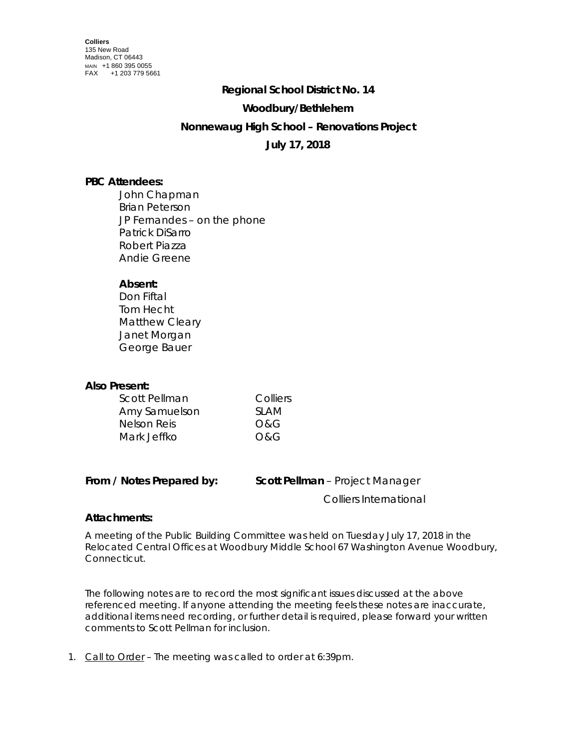**Colliers**
135 New Road
Madison, CT 06443
MAIN +1 860 395 0055
FAX +1 203 779 5661

**Regional School District No. 14**

**Woodbury/Bethlehem**

**Nonnewaug High School – Renovations Project**

**July 17, 2018**

**PBC Attendees:**

John Chapman
Brian Peterson
JP Fernandes – on the phone
Patrick DiSarro
Robert Piazza
Andie Greene

**Absent:**

Don Fiftal
Tom Hecht
Matthew Cleary
Janet Morgan
George Bauer

**Also Present:**

| | |
|---|---|
| Scott Pellman | Colliers |
| Amy Samuelson | SLAM |
| Nelson Reis | O&G |
| Mark Jeffko | O&G |

**From / Notes Prepared by:** **Scott Pellman** – Project Manager
Colliers International

**Attachments:**

A meeting of the Public Building Committee was held on Tuesday July 17, 2018 in the Relocated Central Offices at Woodbury Middle School 67 Washington Avenue Woodbury, Connecticut.

The following notes are to record the most significant issues discussed at the above referenced meeting. If anyone attending the meeting feels these notes are inaccurate, additional items need recording, or further detail is required, please forward your written comments to Scott Pellman for inclusion.

1. Call to Order – The meeting was called to order at 6:39pm.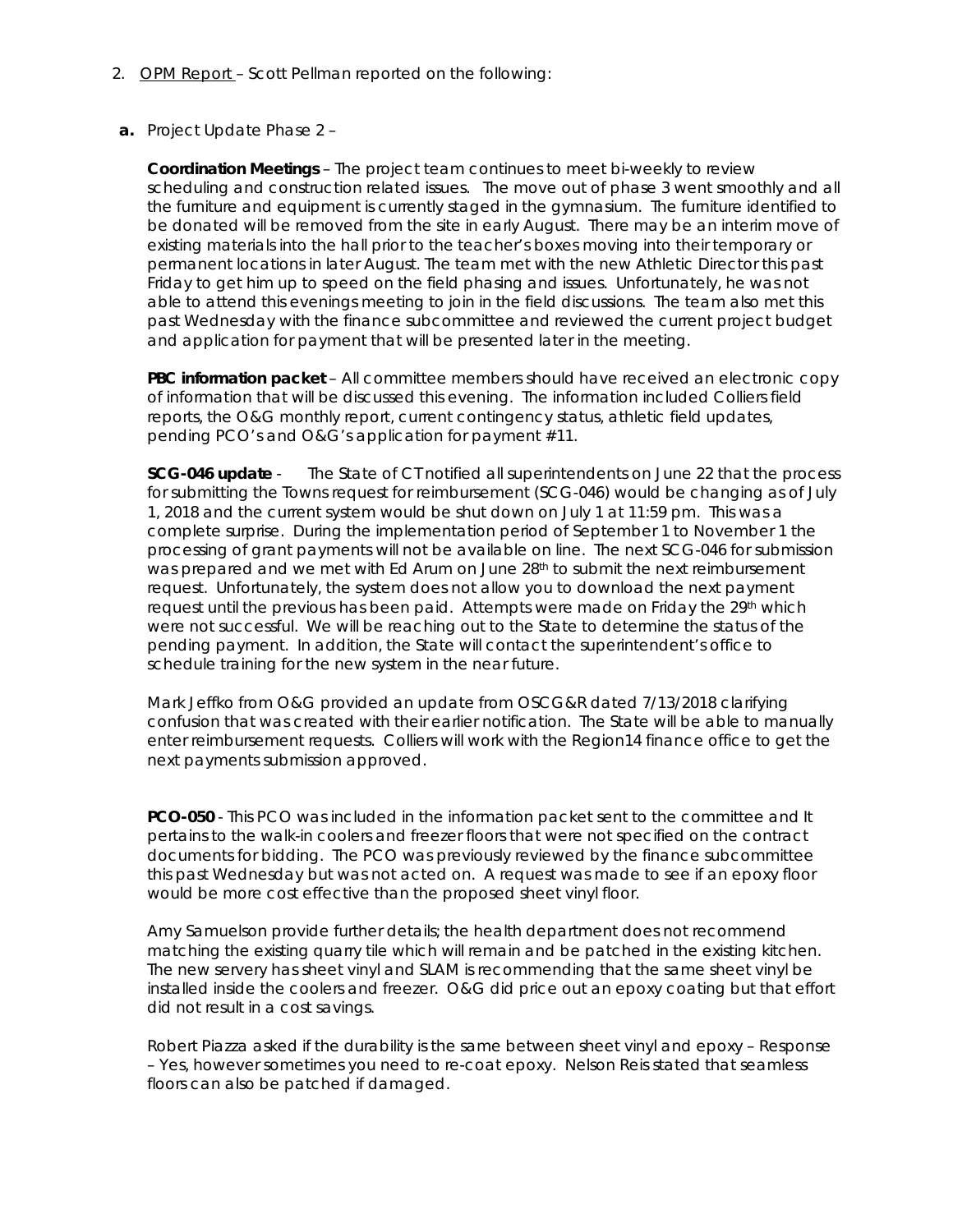2. <u>OPM Report</u> – Scott Pellman reported on the following:

**a.** Project Update Phase 2 –

**Coordination Meetings** – The project team continues to meet bi-weekly to review scheduling and construction related issues. The move out of phase 3 went smoothly and all the furniture and equipment is currently staged in the gymnasium. The furniture identified to be donated will be removed from the site in early August. There may be an interim move of existing materials into the hall prior to the teacher's boxes moving into their temporary or permanent locations in later August. The team met with the new Athletic Director this past Friday to get him up to speed on the field phasing and issues. Unfortunately, he was not able to attend this evenings meeting to join in the field discussions. The team also met this past Wednesday with the finance subcommittee and reviewed the current project budget and application for payment that will be presented later in the meeting.

**PBC information packet** – All committee members should have received an electronic copy of information that will be discussed this evening. The information included Colliers field reports, the O&G monthly report, current contingency status, athletic field updates, pending PCO's and O&G's application for payment #11.

**SCG-046 update** - The State of CT notified all superintendents on June 22 that the process for submitting the Towns request for reimbursement (SCG-046) would be changing as of July 1, 2018 and the current system would be shut down on July 1 at 11:59 pm. This was a complete surprise. During the implementation period of September 1 to November 1 the processing of grant payments will not be available on line. The next SCG-046 for submission was prepared and we met with Ed Arum on June 28th to submit the next reimbursement request. Unfortunately, the system does not allow you to download the next payment request until the previous has been paid. Attempts were made on Friday the 29th which were not successful. We will be reaching out to the State to determine the status of the pending payment. In addition, the State will contact the superintendent's office to schedule training for the new system in the near future.

Mark Jeffko from O&G provided an update from OSCG&R dated 7/13/2018 clarifying confusion that was created with their earlier notification. The State will be able to manually enter reimbursement requests. Colliers will work with the Region14 finance office to get the next payments submission approved.

**PCO-050** - This PCO was included in the information packet sent to the committee and It pertains to the walk-in coolers and freezer floors that were not specified on the contract documents for bidding. The PCO was previously reviewed by the finance subcommittee this past Wednesday but was not acted on. A request was made to see if an epoxy floor would be more cost effective than the proposed sheet vinyl floor.

Amy Samuelson provide further details; the health department does not recommend matching the existing quarry tile which will remain and be patched in the existing kitchen. The new servery has sheet vinyl and SLAM is recommending that the same sheet vinyl be installed inside the coolers and freezer. O&G did price out an epoxy coating but that effort did not result in a cost savings.

Robert Piazza asked if the durability is the same between sheet vinyl and epoxy – Response – Yes, however sometimes you need to re-coat epoxy. Nelson Reis stated that seamless floors can also be patched if damaged.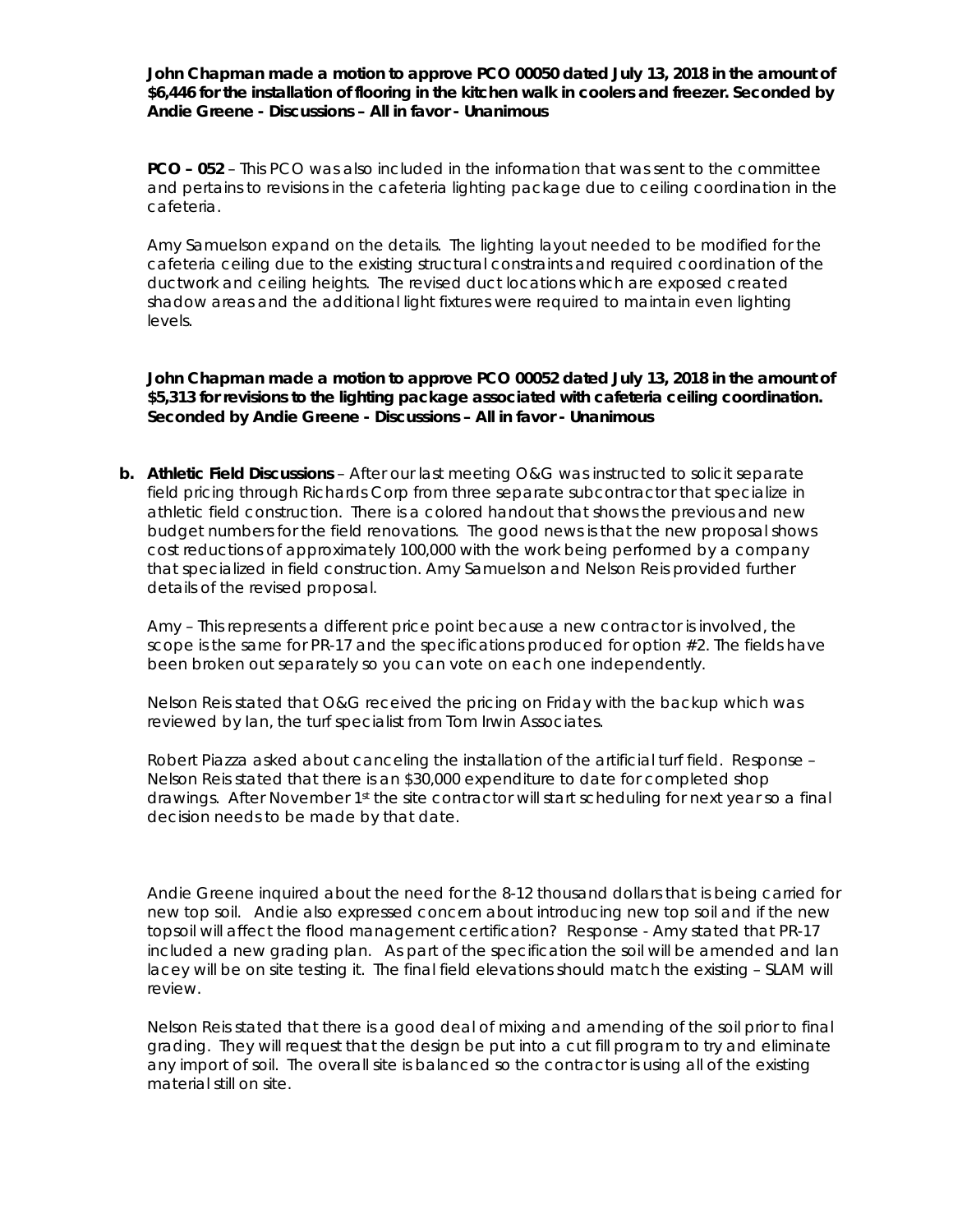**John Chapman made a motion to approve PCO 00050 dated July 13, 2018 in the amount of $6,446 for the installation of flooring in the kitchen walk in coolers and freezer. Seconded by Andie Greene - Discussions – All in favor - Unanimous**

**PCO – 052** – This PCO was also included in the information that was sent to the committee and pertains to revisions in the cafeteria lighting package due to ceiling coordination in the cafeteria.

Amy Samuelson expand on the details. The lighting layout needed to be modified for the cafeteria ceiling due to the existing structural constraints and required coordination of the ductwork and ceiling heights. The revised duct locations which are exposed created shadow areas and the additional light fixtures were required to maintain even lighting levels.

**John Chapman made a motion to approve PCO 00052 dated July 13, 2018 in the amount of $5,313 for revisions to the lighting package associated with cafeteria ceiling coordination. Seconded by Andie Greene - Discussions – All in favor - Unanimous**

**b. Athletic Field Discussions** – After our last meeting O&G was instructed to solicit separate field pricing through Richards Corp from three separate subcontractor that specialize in athletic field construction. There is a colored handout that shows the previous and new budget numbers for the field renovations. The good news is that the new proposal shows cost reductions of approximately 100,000 with the work being performed by a company that specialized in field construction. Amy Samuelson and Nelson Reis provided further details of the revised proposal.

Amy – This represents a different price point because a new contractor is involved, the scope is the same for PR-17 and the specifications produced for option #2. The fields have been broken out separately so you can vote on each one independently.

Nelson Reis stated that O&G received the pricing on Friday with the backup which was reviewed by Ian, the turf specialist from Tom Irwin Associates.

Robert Piazza asked about canceling the installation of the artificial turf field. Response – Nelson Reis stated that there is an $30,000 expenditure to date for completed shop drawings. After November 1st the site contractor will start scheduling for next year so a final decision needs to be made by that date.

Andie Greene inquired about the need for the 8-12 thousand dollars that is being carried for new top soil. Andie also expressed concern about introducing new top soil and if the new topsoil will affect the flood management certification? Response - Amy stated that PR-17 included a new grading plan. As part of the specification the soil will be amended and Ian lacey will be on site testing it. The final field elevations should match the existing – SLAM will review.

Nelson Reis stated that there is a good deal of mixing and amending of the soil prior to final grading. They will request that the design be put into a cut fill program to try and eliminate any import of soil. The overall site is balanced so the contractor is using all of the existing material still on site.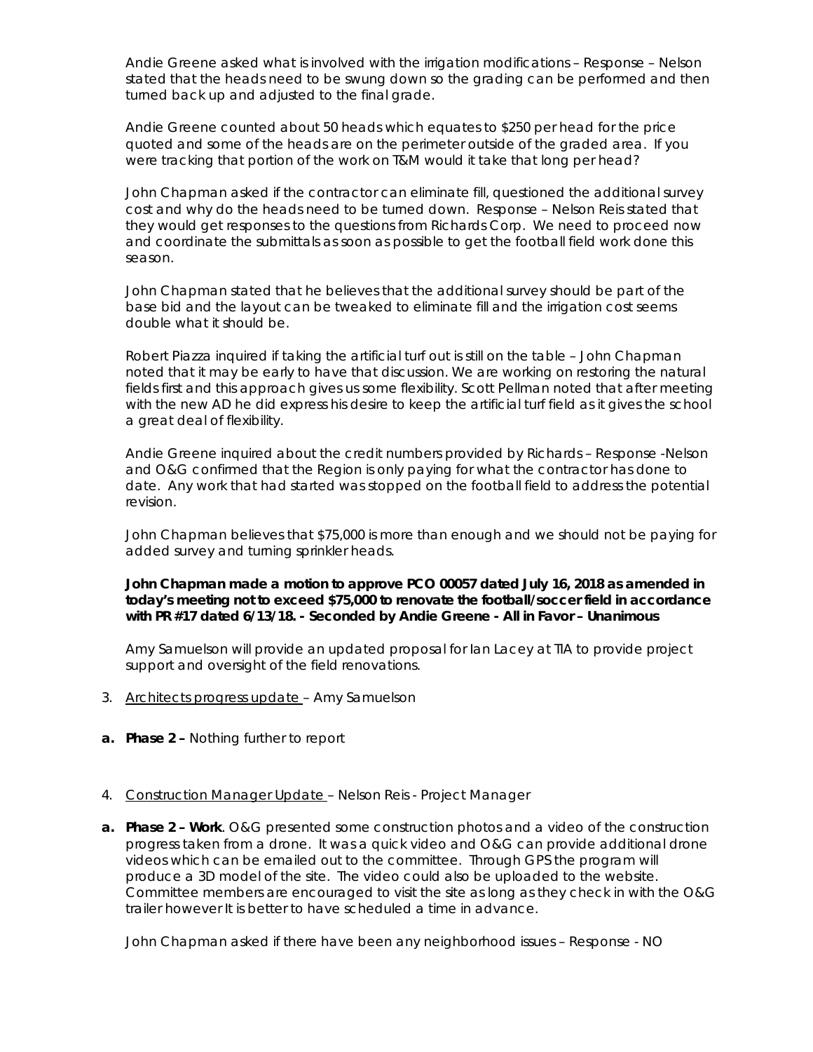Andie Greene asked what is involved with the irrigation modifications – Response – Nelson stated that the heads need to be swung down so the grading can be performed and then turned back up and adjusted to the final grade.

Andie Greene counted about 50 heads which equates to $250 per head for the price quoted and some of the heads are on the perimeter outside of the graded area. If you were tracking that portion of the work on T&M would it take that long per head?

John Chapman asked if the contractor can eliminate fill, questioned the additional survey cost and why do the heads need to be turned down. Response – Nelson Reis stated that they would get responses to the questions from Richards Corp. We need to proceed now and coordinate the submittals as soon as possible to get the football field work done this season.

John Chapman stated that he believes that the additional survey should be part of the base bid and the layout can be tweaked to eliminate fill and the irrigation cost seems double what it should be.

Robert Piazza inquired if taking the artificial turf out is still on the table – John Chapman noted that it may be early to have that discussion. We are working on restoring the natural fields first and this approach gives us some flexibility. Scott Pellman noted that after meeting with the new AD he did express his desire to keep the artificial turf field as it gives the school a great deal of flexibility.

Andie Greene inquired about the credit numbers provided by Richards – Response -Nelson and O&G confirmed that the Region is only paying for what the contractor has done to date. Any work that had started was stopped on the football field to address the potential revision.

John Chapman believes that $75,000 is more than enough and we should not be paying for added survey and turning sprinkler heads.

**John Chapman made a motion to approve PCO 00057 dated July 16, 2018 as amended in today's meeting not to exceed $75,000 to renovate the football/soccer field in accordance with PR #17 dated 6/13/18. - Seconded by Andie Greene - All in Favor – Unanimous**

Amy Samuelson will provide an updated proposal for Ian Lacey at TIA to provide project support and oversight of the field renovations.

3. Architects progress update – Amy Samuelson

**a. Phase 2 –** Nothing further to report

4. Construction Manager Update – Nelson Reis - Project Manager

**a. Phase 2 – Work**. O&G presented some construction photos and a video of the construction progress taken from a drone. It was a quick video and O&G can provide additional drone videos which can be emailed out to the committee. Through GPS the program will produce a 3D model of the site. The video could also be uploaded to the website. Committee members are encouraged to visit the site as long as they check in with the O&G trailer however It is better to have scheduled a time in advance.

John Chapman asked if there have been any neighborhood issues – Response - NO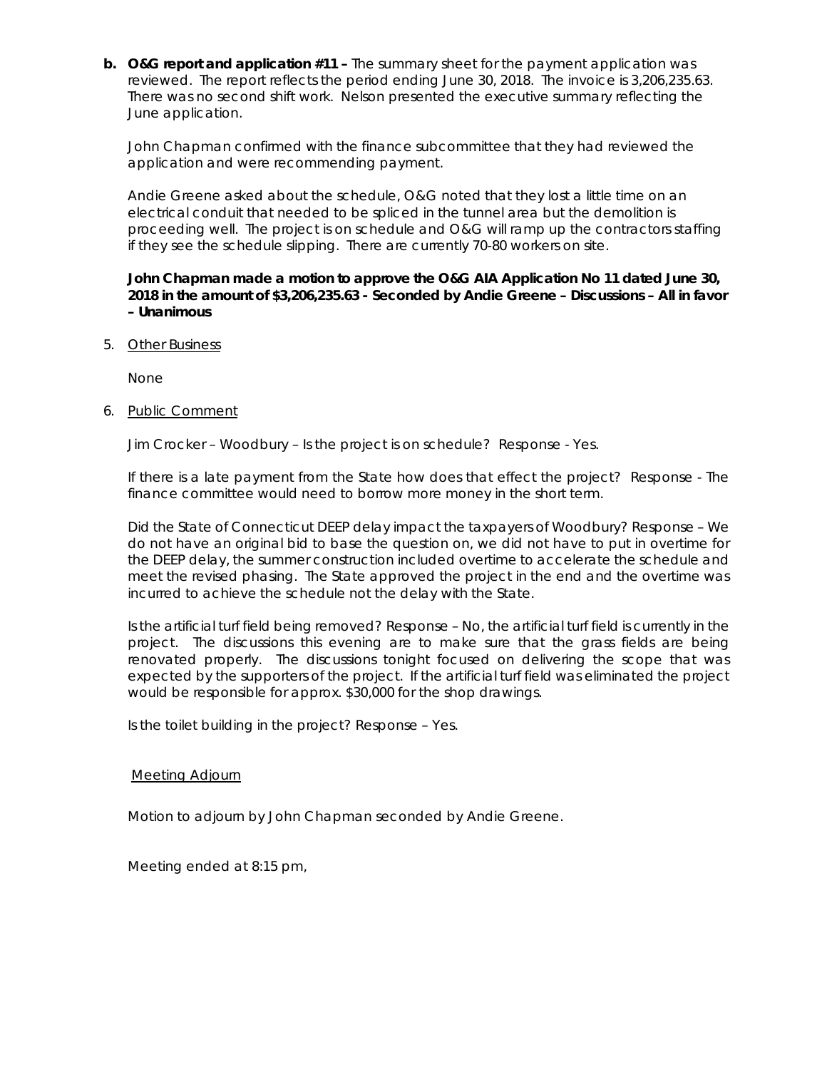**b. O&G report and application #11 –** The summary sheet for the payment application was reviewed. The report reflects the period ending June 30, 2018. The invoice is 3,206,235.63. There was no second shift work. Nelson presented the executive summary reflecting the June application.

John Chapman confirmed with the finance subcommittee that they had reviewed the application and were recommending payment.

Andie Greene asked about the schedule, O&G noted that they lost a little time on an electrical conduit that needed to be spliced in the tunnel area but the demolition is proceeding well. The project is on schedule and O&G will ramp up the contractors staffing if they see the schedule slipping. There are currently 70-80 workers on site.

**John Chapman made a motion to approve the O&G AIA Application No 11 dated June 30, 2018 in the amount of $3,206,235.63 - Seconded by Andie Greene – Discussions – All in favor – Unanimous**

5. Other Business

None

6. Public Comment

Jim Crocker – Woodbury – Is the project is on schedule? Response - Yes.

If there is a late payment from the State how does that effect the project? Response - The finance committee would need to borrow more money in the short term.

Did the State of Connecticut DEEP delay impact the taxpayers of Woodbury? Response – We do not have an original bid to base the question on, we did not have to put in overtime for the DEEP delay, the summer construction included overtime to accelerate the schedule and meet the revised phasing. The State approved the project in the end and the overtime was incurred to achieve the schedule not the delay with the State.

Is the artificial turf field being removed? Response – No, the artificial turf field is currently in the project. The discussions this evening are to make sure that the grass fields are being renovated properly. The discussions tonight focused on delivering the scope that was expected by the supporters of the project. If the artificial turf field was eliminated the project would be responsible for approx. $30,000 for the shop drawings.

Is the toilet building in the project? Response – Yes.

Meeting Adjourn

Motion to adjourn by John Chapman seconded by Andie Greene.

Meeting ended at 8:15 pm,